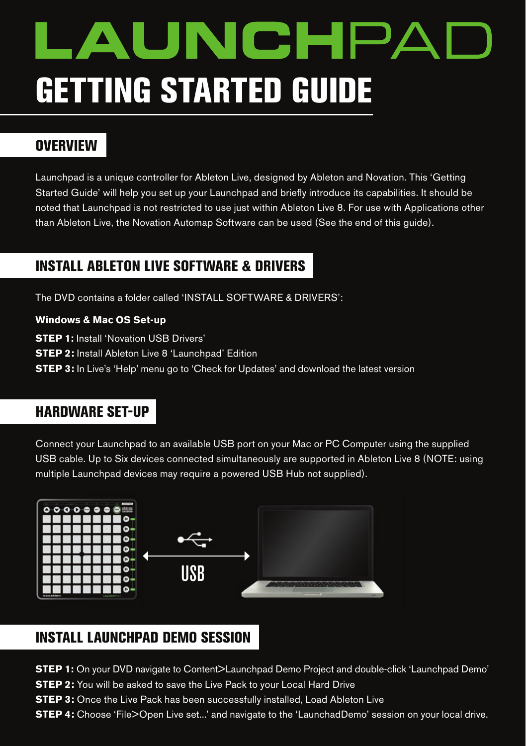# LAUNCHPAD

# GETTING STARTED GUIDE

## OVERVIEW

Launchpad is a unique controller for Ableton Live, designed by Ableton and Novation. This 'Getting Started Guide' will help you set up your Launchpad and briefly introduce its capabilities. It should be noted that Launchpad is not restricted to use just within Ableton Live 8. For use with Applications other than Ableton Live, the Novation Automap Software can be used (See the end of this guide).

## INSTALL ABLETON LIVE SOFTWARE & DRIVERS

The DVD contains a folder called 'INSTALL SOFTWARE & DRIVERS':

**Windows & Mac OS Set-up**

**STEP 1:** Install 'Novation USB Drivers'
**STEP 2:** Install Ableton Live 8 'Launchpad' Edition
**STEP 3:** In Live's 'Help' menu go to 'Check for Updates' and download the latest version

## HARDWARE SET-UP

Connect your Launchpad to an available USB port on your Mac or PC Computer using the supplied USB cable. Up to Six devices connected simultaneously are supported in Ableton Live 8 (NOTE: using multiple Launchpad devices may require a powered USB Hub not supplied).

USB

## INSTALL LAUNCHPAD DEMO SESSION

**STEP 1:** On your DVD navigate to Content>Launchpad Demo Project and double-click 'Launchpad Demo'
**STEP 2:** You will be asked to save the Live Pack to your Local Hard Drive
**STEP 3:** Once the Live Pack has been successfully installed, Load Ableton Live
**STEP 4:** Choose 'File>Open Live set...' and navigate to the 'LaunchadDemo' session on your local drive.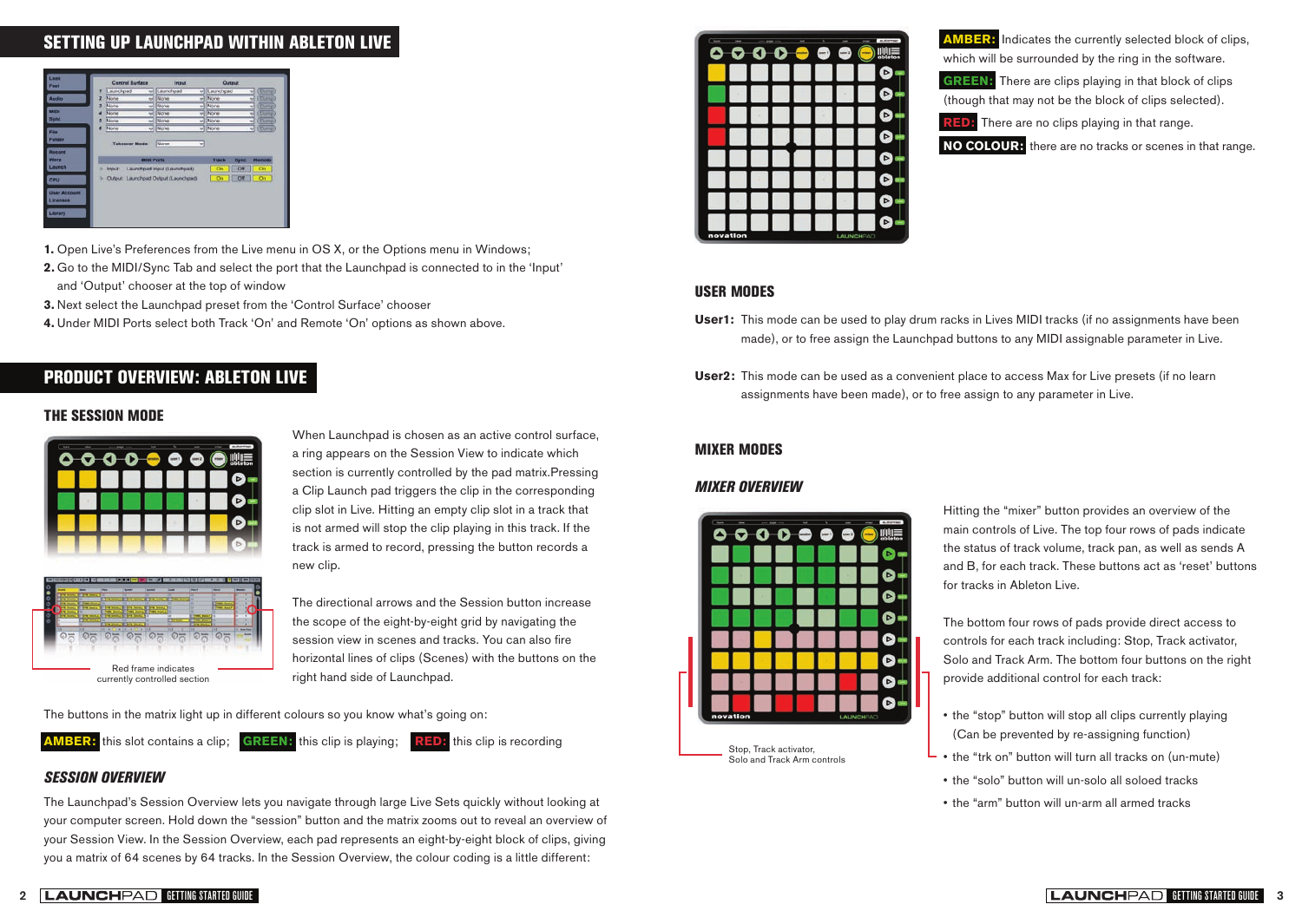## SETTING UP LAUNCHPAD WITHIN ABLETON LIVE

1. Open Live's Preferences from the Live menu in OS X, or the Options menu in Windows;
2. Go to the MIDI/Sync Tab and select the port that the Launchpad is connected to in the 'Input' and 'Output' chooser at the top of window
3. Next select the Launchpad preset from the 'Control Surface' chooser
4. Under MIDI Ports select both Track 'On' and Remote 'On' options as shown above.

## PRODUCT OVERVIEW: ABLETON LIVE

### THE SESSION MODE

When Launchpad is chosen as an active control surface, a ring appears on the Session View to indicate which section is currently controlled by the pad matrix.Pressing a Clip Launch pad triggers the clip in the corresponding clip slot in Live. Hitting an empty clip slot in a track that is not armed will stop the clip playing in this track. If the track is armed to record, pressing the button records a new clip.

Red frame indicates currently controlled section

The directional arrows and the Session button increase the scope of the eight-by-eight grid by navigating the session view in scenes and tracks. You can also fire horizontal lines of clips (Scenes) with the buttons on the right hand side of Launchpad.

The buttons in the matrix light up in different colours so you know what's going on:

**AMBER:** this slot contains a clip; **GREEN:** this clip is playing; **RED:** this clip is recording

### *SESSION OVERVIEW*

The Launchpad's Session Overview lets you navigate through large Live Sets quickly without looking at your computer screen. Hold down the "session" button and the matrix zooms out to reveal an overview of your Session View. In the Session Overview, each pad represents an eight-by-eight block of clips, giving you a matrix of 64 scenes by 64 tracks. In the Session Overview, the colour coding is a little different:

**AMBER:** Indicates the currently selected block of clips, which will be surrounded by the ring in the software.

**GREEN:** There are clips playing in that block of clips (though that may not be the block of clips selected).

**RED:** There are no clips playing in that range.

**NO COLOUR:** there are no tracks or scenes in that range.

### USER MODES

**User1:** This mode can be used to play drum racks in Lives MIDI tracks (if no assignments have been made), or to free assign the Launchpad buttons to any MIDI assignable parameter in Live.

**User2:** This mode can be used as a convenient place to access Max for Live presets (if no learn assignments have been made), or to free assign to any parameter in Live.

### MIXER MODES

### *MIXER OVERVIEW*

Hitting the "mixer" button provides an overview of the main controls of Live. The top four rows of pads indicate the status of track volume, track pan, as well as sends A and B, for each track. These buttons act as 'reset' buttons for tracks in Ableton Live.

The bottom four rows of pads provide direct access to controls for each track including: Stop, Track activator, Solo and Track Arm. The bottom four buttons on the right provide additional control for each track:

Stop, Track activator, Solo and Track Arm controls

- the "stop" button will stop all clips currently playing (Can be prevented by re-assigning function)
- the "trk on" button will turn all tracks on (un-mute)
- the "solo" button will un-solo all soloed tracks
- the "arm" button will un-arm all armed tracks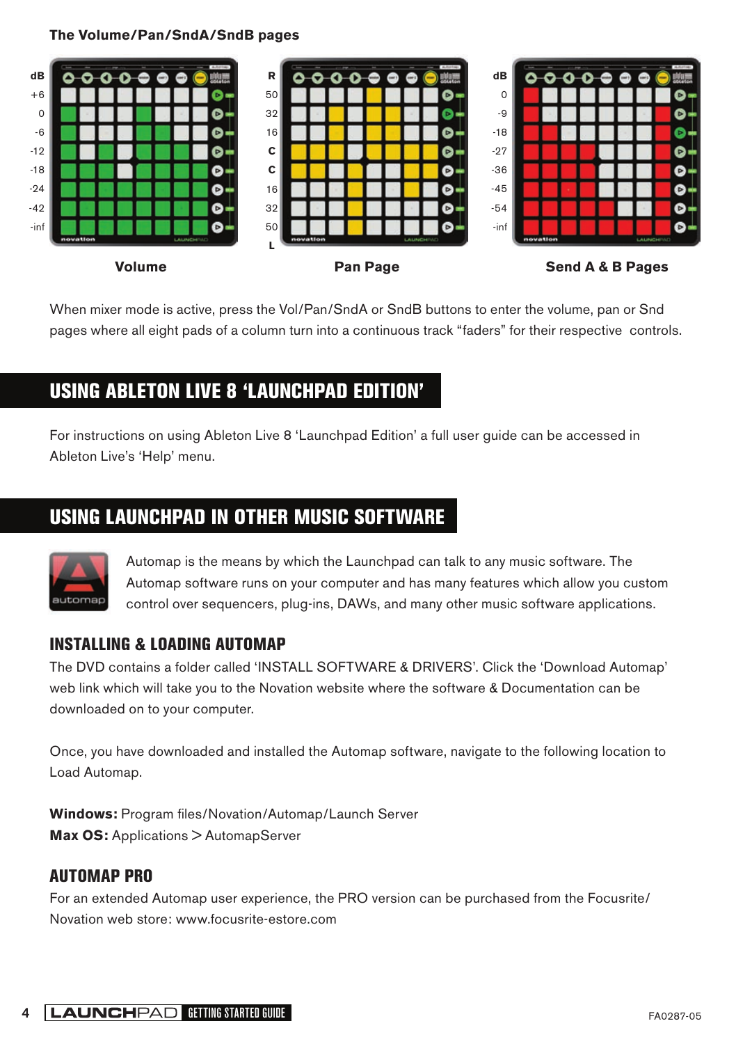### The Volume/Pan/SndA/SndB pages

dB
+6
0
-6
-12
-18
-24
-42
-inf

Volume

R
50
32
16
C
C
16
32
50
L

Pan Page

dB
0
-9
-18
-27
-36
-45
-54
-inf

Send A & B Pages

When mixer mode is active, press the Vol/Pan/SndA or SndB buttons to enter the volume, pan or Snd pages where all eight pads of a column turn into a continuous track “faders” for their respective controls.

## USING ABLETON LIVE 8 ‘LAUNCHPAD EDITION’

For instructions on using Ableton Live 8 ‘Launchpad Edition’ a full user guide can be accessed in Ableton Live’s ‘Help’ menu.

## USING LAUNCHPAD IN OTHER MUSIC SOFTWARE

Automap is the means by which the Launchpad can talk to any music software. The Automap software runs on your computer and has many features which allow you custom control over sequencers, plug-ins, DAWs, and many other music software applications.

### INSTALLING & LOADING AUTOMAP

The DVD contains a folder called ‘INSTALL SOFTWARE & DRIVERS’. Click the ‘Download Automap’ web link which will take you to the Novation website where the software & Documentation can be downloaded on to your computer.

Once, you have downloaded and installed the Automap software, navigate to the following location to Load Automap.

**Windows:** Program files/Novation/Automap/Launch Server
**Max OS:** Applications > AutomapServer

### AUTOMAP PRO

For an extended Automap user experience, the PRO version can be purchased from the Focusrite/ Novation web store: www.focusrite-estore.com